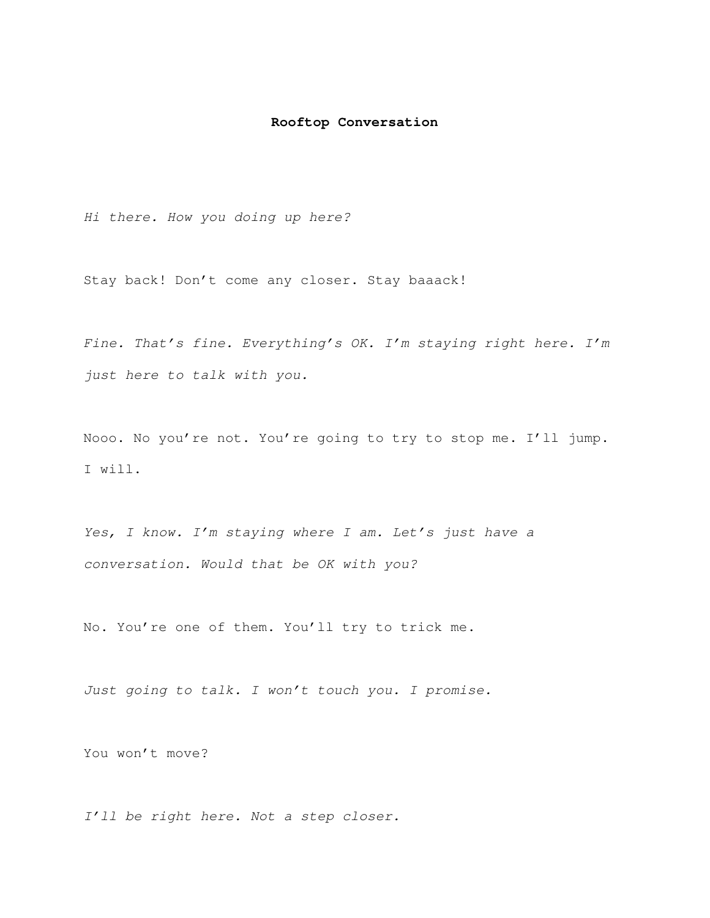**Rooftop Conversation**

*Hi there. How you doing up here?*

Stay back! Don't come any closer. Stay baaack!

*Fine. That's fine. Everything's OK. I'm staying right here. I'm just here to talk with you.*

Nooo. No you're not. You're going to try to stop me. I'll jump. I will.

*Yes, I know. I'm staying where I am. Let's just have a conversation. Would that be OK with you?*

No. You're one of them. You'll try to trick me.

*Just going to talk. I won't touch you. I promise.*

You won't move?

*I'll be right here. Not a step closer.*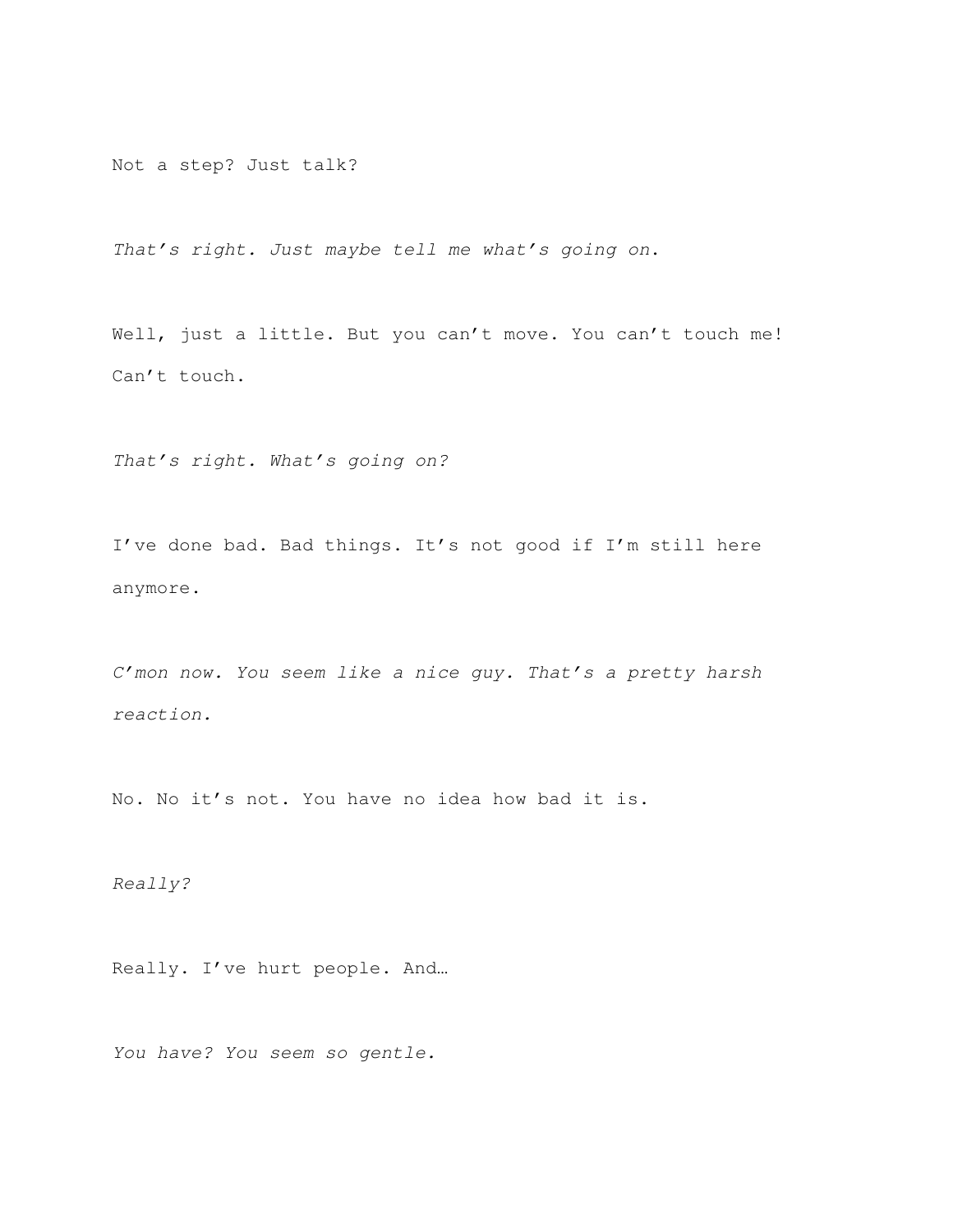Not a step? Just talk?

*That's right. Just maybe tell me what's going on.*

Well, just a little. But you can't move. You can't touch me! Can't touch.

*That's right. What's going on?*

I've done bad. Bad things. It's not good if I'm still here anymore.

*C'mon now. You seem like a nice guy. That's a pretty harsh reaction.*

No. No it's not. You have no idea how bad it is.

*Really?*

Really. I've hurt people. And…

*You have? You seem so gentle.*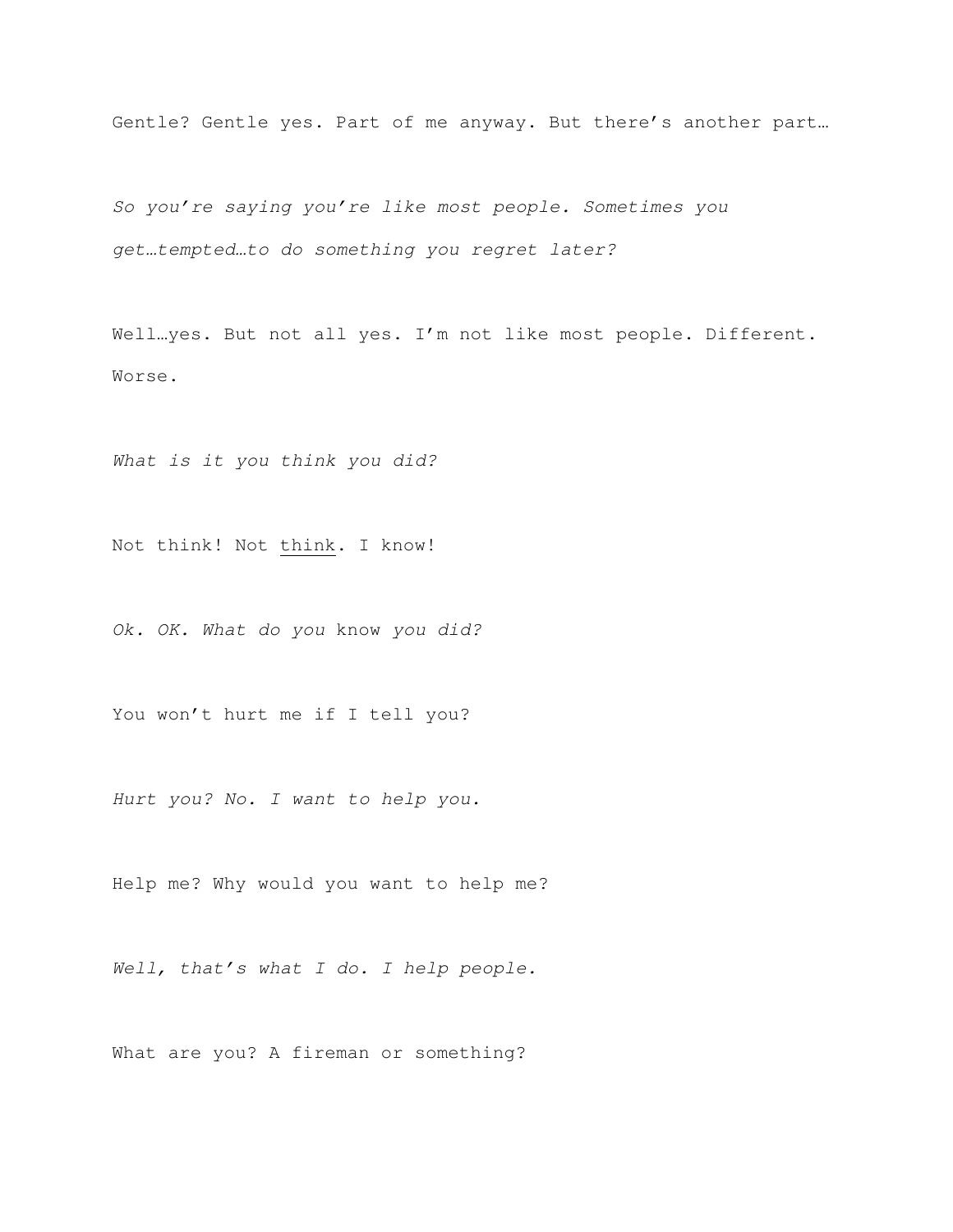Gentle? Gentle yes. Part of me anyway. But there's another part…

*So you're saying you're like most people. Sometimes you get…tempted…to do something you regret later?*

Well…yes. But not all yes. I'm not like most people. Different. Worse.

*What is it you think you did?*

Not think! Not <u>think</u>. I know!

*Ok. OK. What do you* know *you did?*

You won't hurt me if I tell you?

*Hurt you? No. I want to help you.*

Help me? Why would you want to help me?

*Well, that's what I do. I help people.*

What are you? A fireman or something?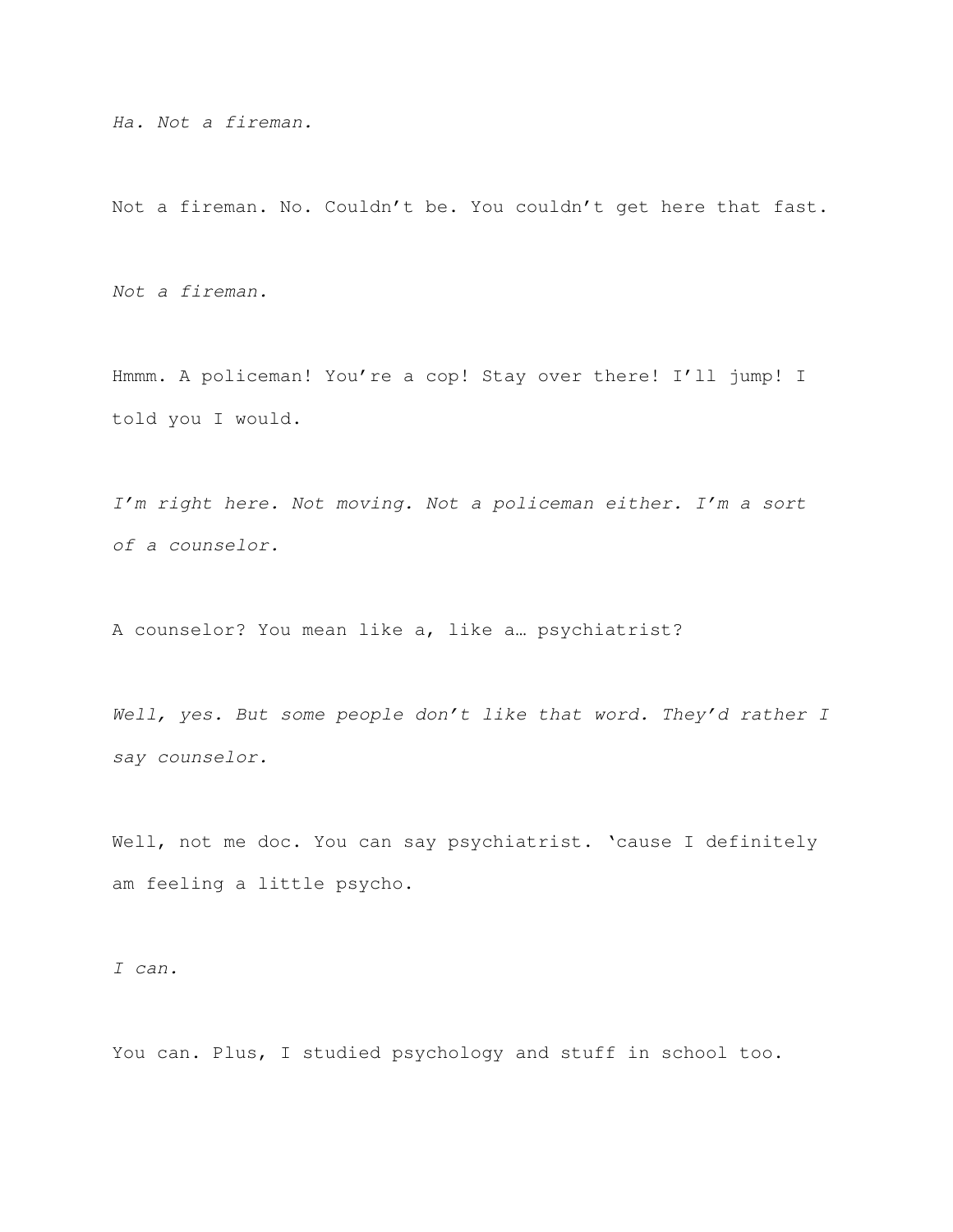*Ha. Not a fireman.*

Not a fireman. No. Couldn't be. You couldn't get here that fast.

*Not a fireman.*

Hmmm. A policeman! You're a cop! Stay over there! I'll jump! I told you I would.

*I'm right here. Not moving. Not a policeman either. I'm a sort of a counselor.*

A counselor? You mean like a, like a… psychiatrist?

*Well, yes. But some people don't like that word. They'd rather I say counselor.*

Well, not me doc. You can say psychiatrist. 'cause I definitely am feeling a little psycho.

*I can.*

You can. Plus, I studied psychology and stuff in school too.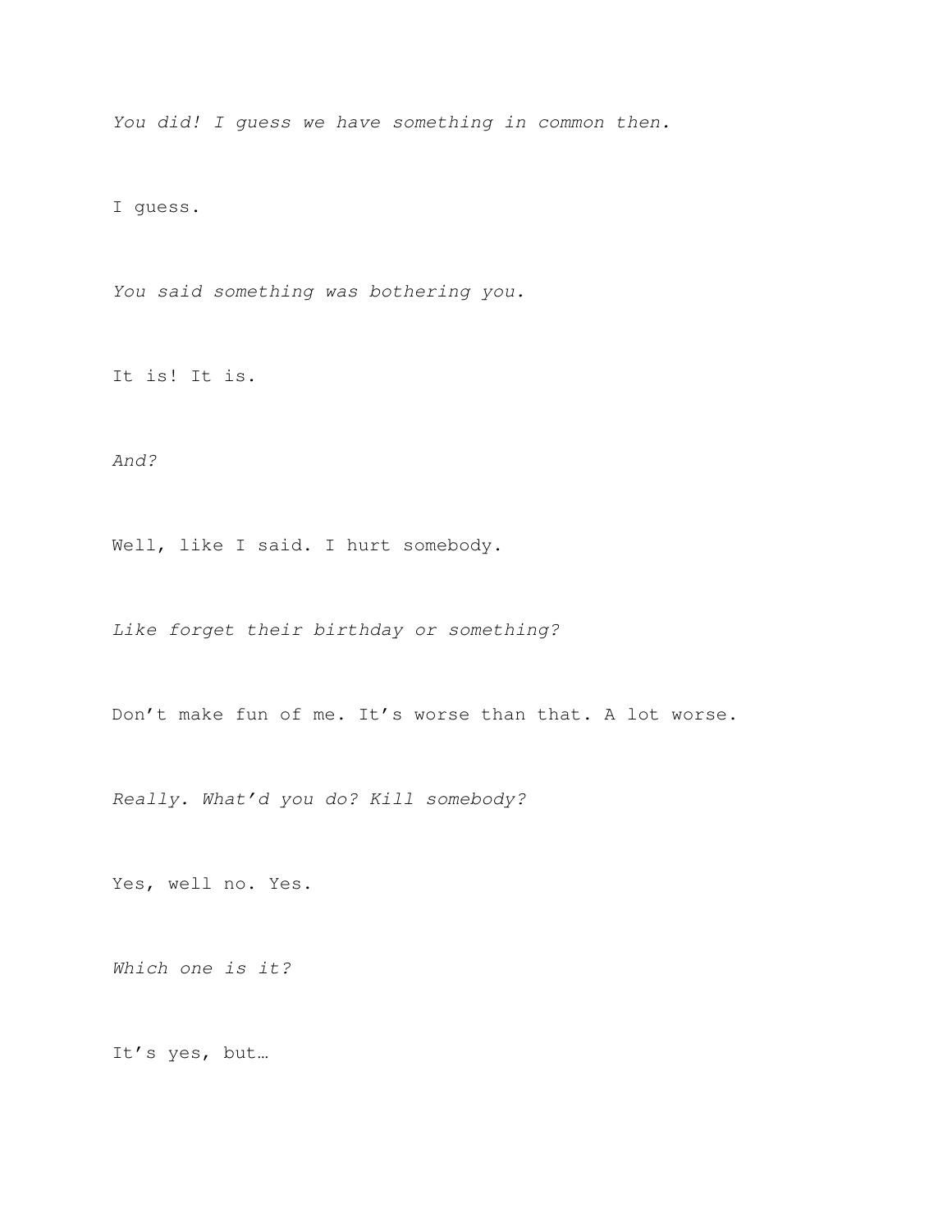*You did! I guess we have something in common then.*

I guess.

*You said something was bothering you.*

It is! It is.

*And?*

Well, like I said. I hurt somebody.

*Like forget their birthday or something?*

Don't make fun of me. It's worse than that. A lot worse.

*Really. What'd you do? Kill somebody?*

Yes, well no. Yes.

*Which one is it?*

It's yes, but…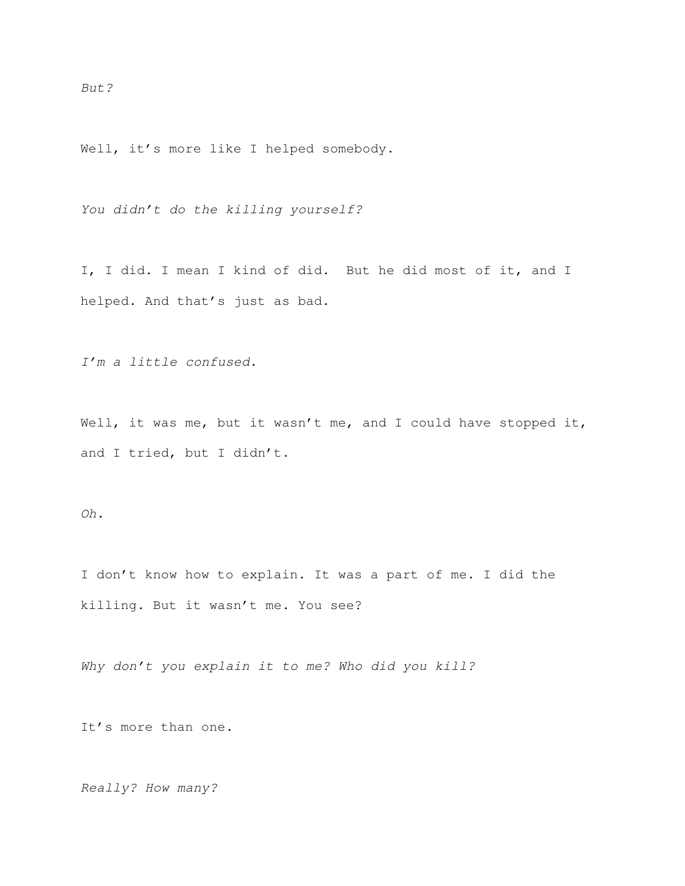*But?*

Well, it's more like I helped somebody.

*You didn't do the killing yourself?*

I, I did. I mean I kind of did. But he did most of it, and I helped. And that's just as bad.

*I'm a little confused.*

Well, it was me, but it wasn't me, and I could have stopped it, and I tried, but I didn't.

*Oh.*

I don't know how to explain. It was a part of me. I did the killing. But it wasn't me. You see?

*Why don't you explain it to me? Who did you kill?*

It's more than one.

*Really? How many?*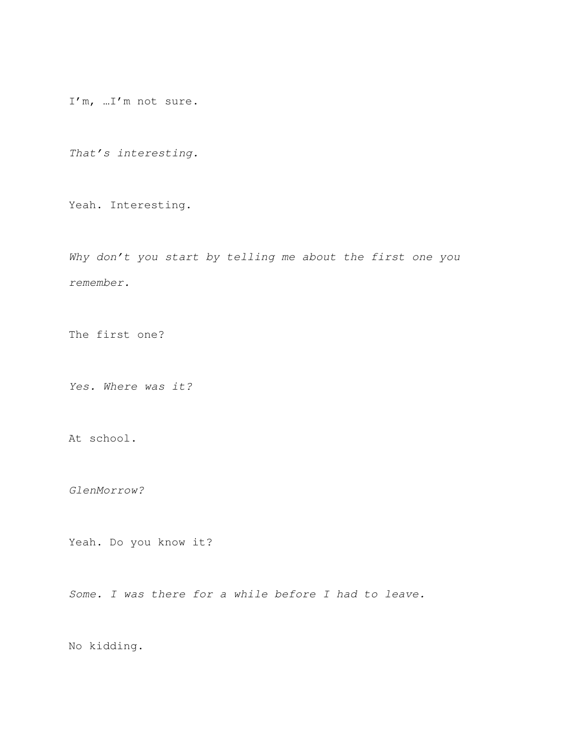I’m, …I’m not sure.

*That’s interesting.*

Yeah. Interesting.

*Why don’t you start by telling me about the first one you remember.*

The first one?

*Yes. Where was it?*

At school.

*GlenMorrow?*

Yeah. Do you know it?

*Some. I was there for a while before I had to leave.*

No kidding.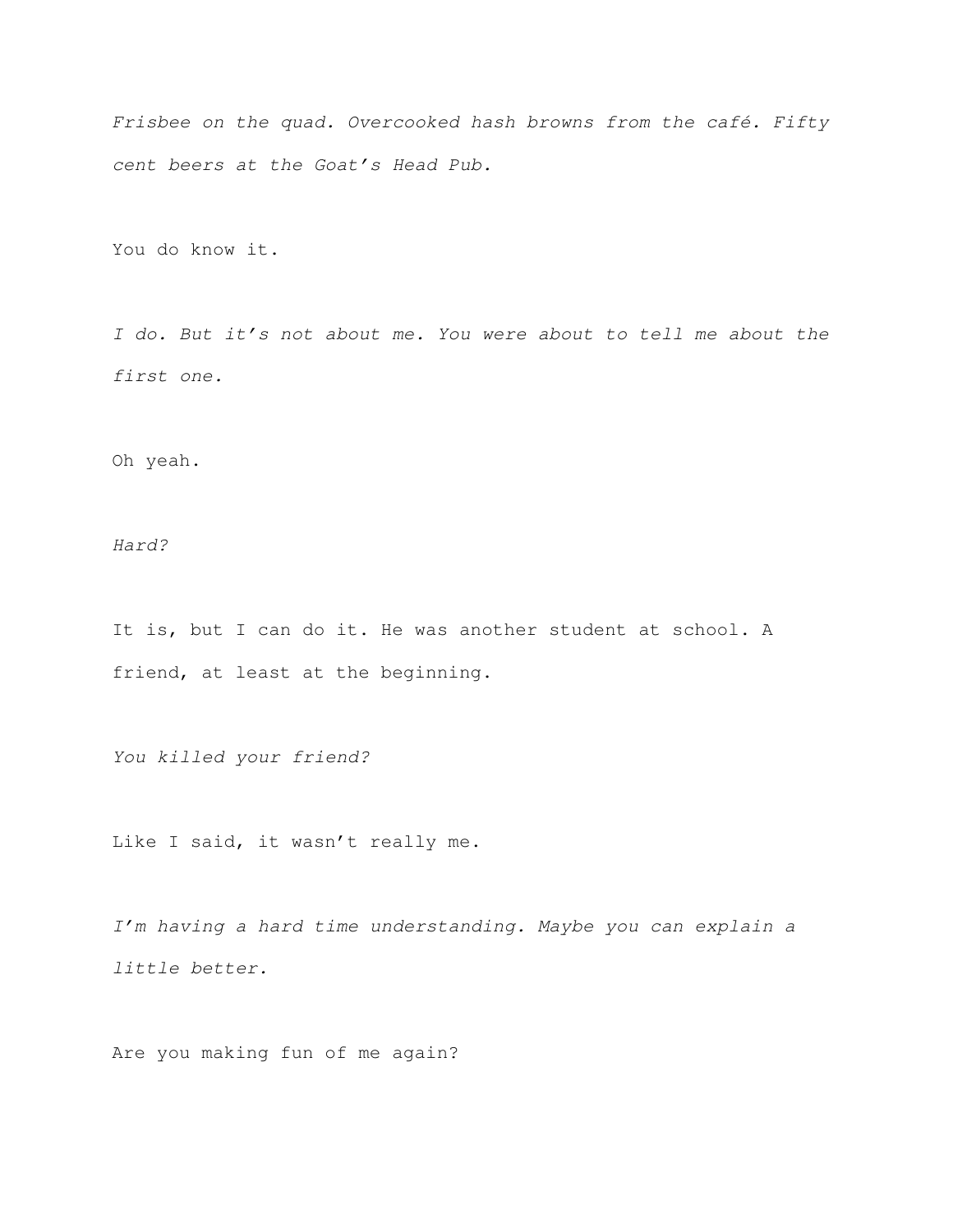*Frisbee on the quad. Overcooked hash browns from the café. Fifty cent beers at the Goat's Head Pub.*

You do know it.

*I do. But it's not about me. You were about to tell me about the first one.*

Oh yeah.

*Hard?*

It is, but I can do it. He was another student at school. A friend, at least at the beginning.

*You killed your friend?*

Like I said, it wasn't really me.

*I'm having a hard time understanding. Maybe you can explain a little better.*

Are you making fun of me again?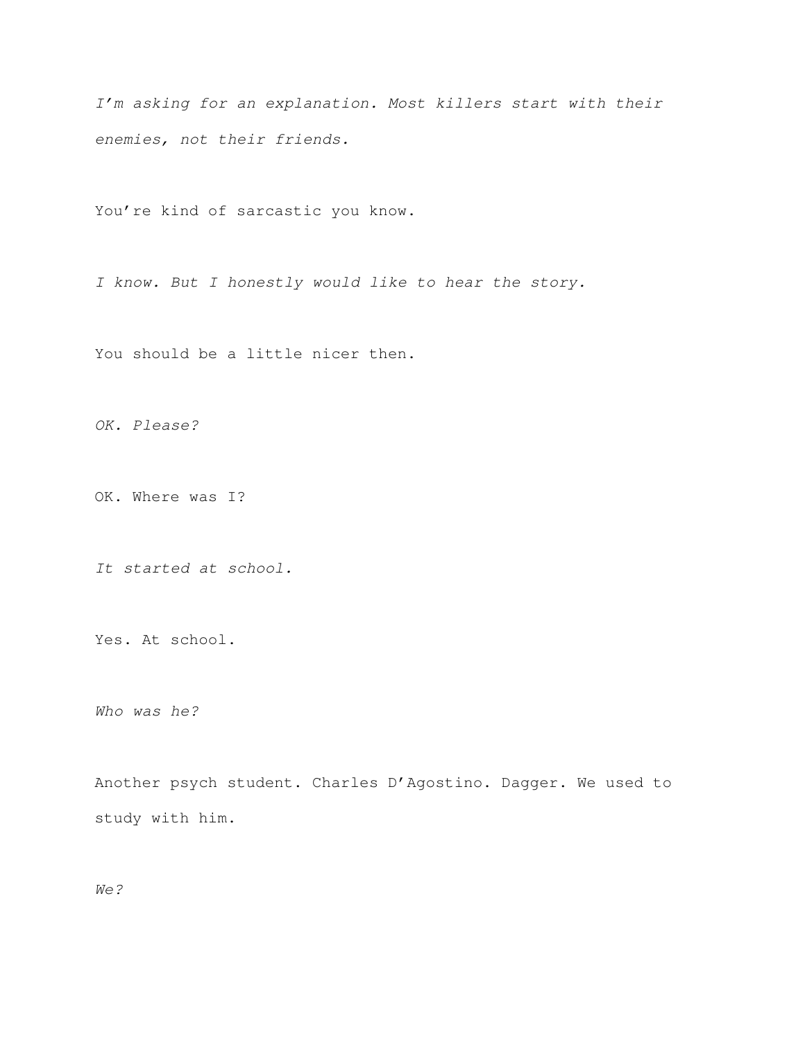*I'm asking for an explanation. Most killers start with their enemies, not their friends.*

You're kind of sarcastic you know.

*I know. But I honestly would like to hear the story.*

You should be a little nicer then.

*OK. Please?*

OK. Where was I?

*It started at school.*

Yes. At school.

*Who was he?*

Another psych student. Charles D'Agostino. Dagger. We used to study with him.

*We?*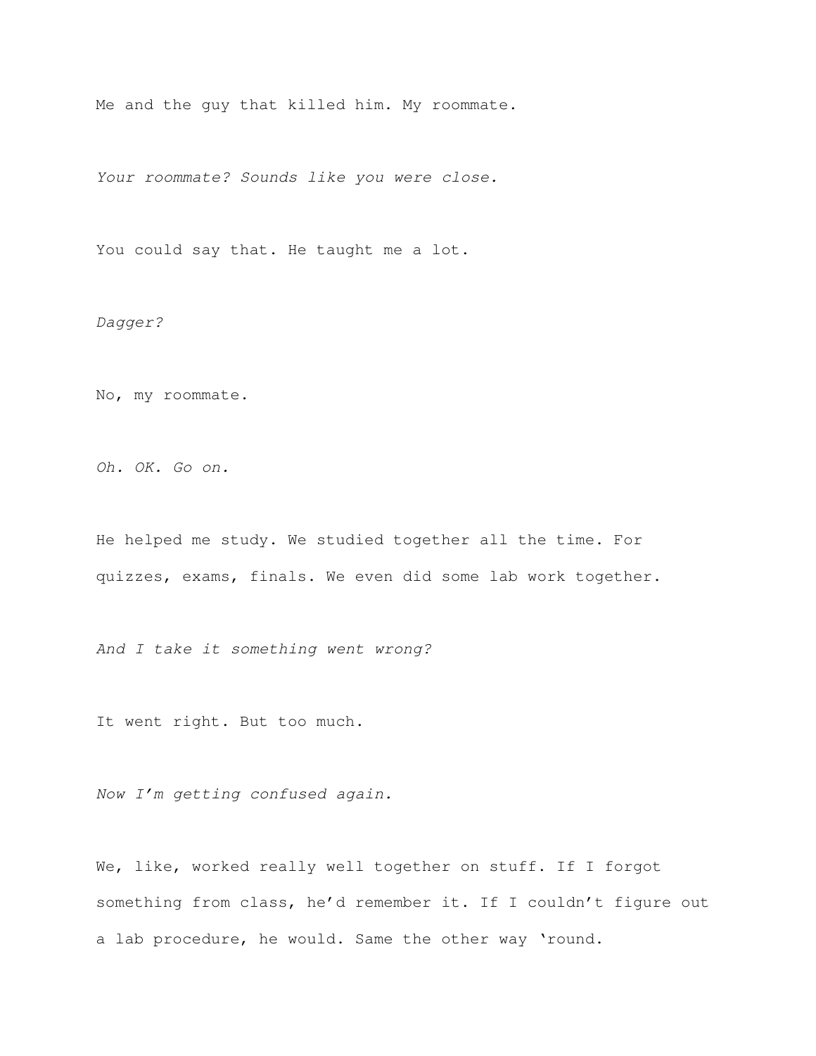Me and the guy that killed him. My roommate.

*Your roommate? Sounds like you were close.*

You could say that. He taught me a lot.

*Dagger?*

No, my roommate.

*Oh. OK. Go on.*

He helped me study. We studied together all the time. For quizzes, exams, finals. We even did some lab work together.

*And I take it something went wrong?*

It went right. But too much.

*Now I'm getting confused again.*

We, like, worked really well together on stuff. If I forgot something from class, he'd remember it. If I couldn't figure out a lab procedure, he would. Same the other way 'round.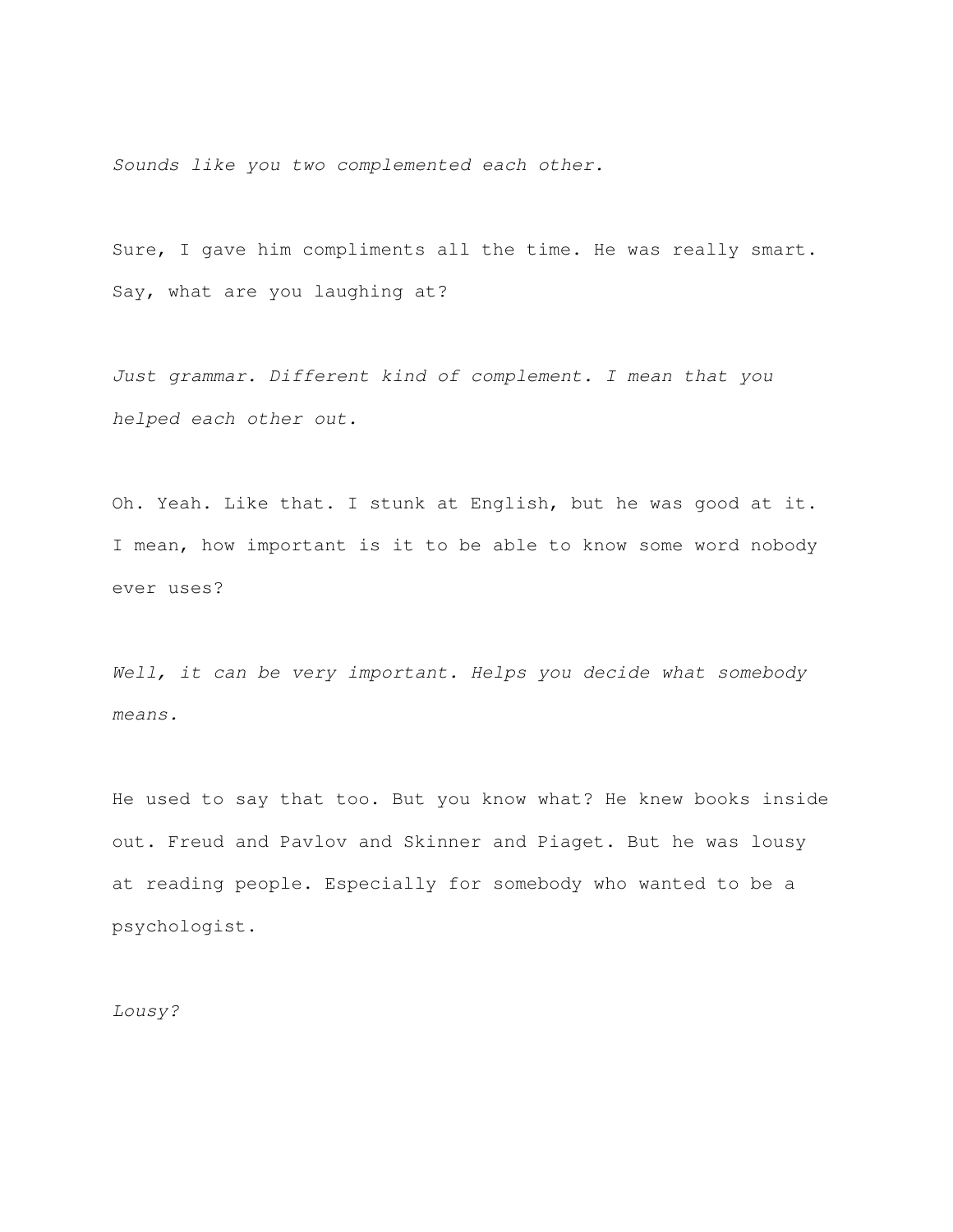*Sounds like you two complemented each other.*

Sure, I gave him compliments all the time. He was really smart. Say, what are you laughing at?

*Just grammar. Different kind of complement. I mean that you helped each other out.*

Oh. Yeah. Like that. I stunk at English, but he was good at it. I mean, how important is it to be able to know some word nobody ever uses?

*Well, it can be very important. Helps you decide what somebody means.*

He used to say that too. But you know what? He knew books inside out. Freud and Pavlov and Skinner and Piaget. But he was lousy at reading people. Especially for somebody who wanted to be a psychologist.

*Lousy?*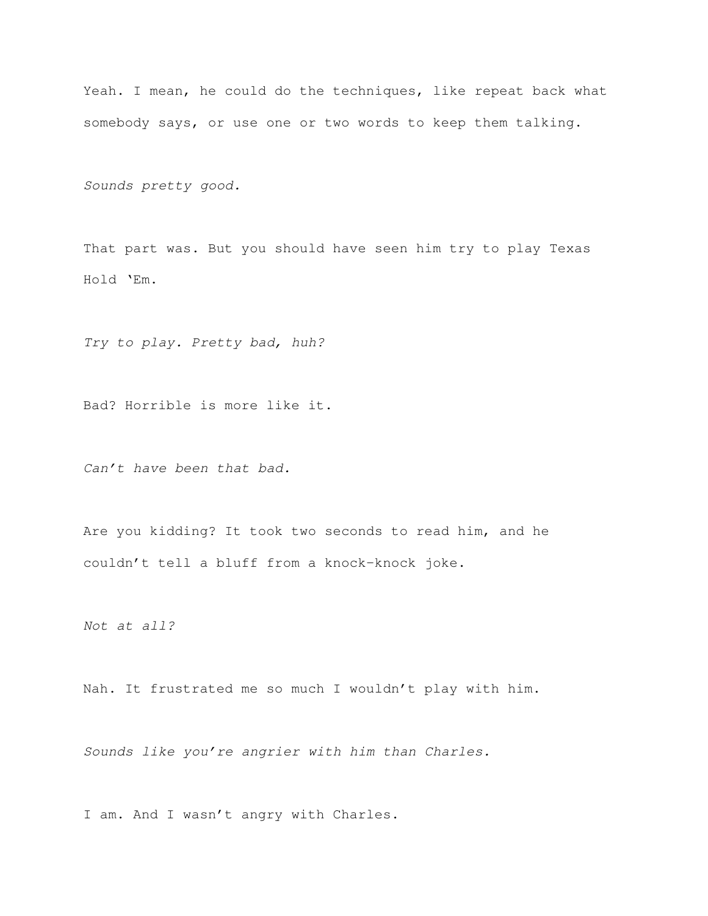Yeah. I mean, he could do the techniques, like repeat back what somebody says, or use one or two words to keep them talking.

*Sounds pretty good.*

That part was. But you should have seen him try to play Texas Hold 'Em.

*Try to play. Pretty bad, huh?*

Bad? Horrible is more like it.

*Can't have been that bad.*

Are you kidding? It took two seconds to read him, and he couldn't tell a bluff from a knock-knock joke.

*Not at all?*

Nah. It frustrated me so much I wouldn't play with him.

*Sounds like you're angrier with him than Charles.*

I am. And I wasn't angry with Charles.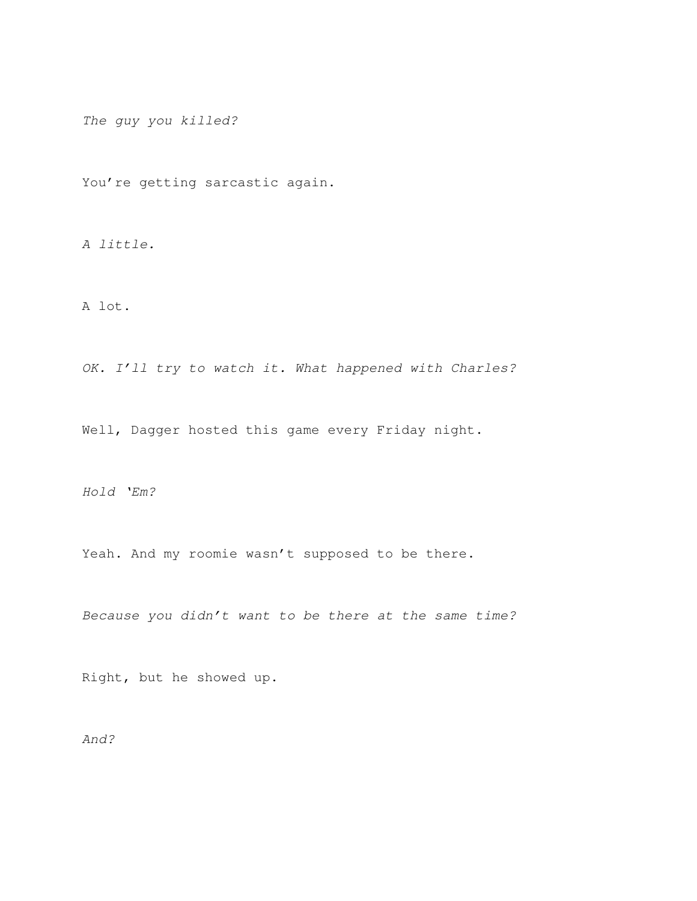*The guy you killed?*

You're getting sarcastic again.

*A little.*

A lot.

*OK. I'll try to watch it. What happened with Charles?*

Well, Dagger hosted this game every Friday night.

*Hold 'Em?*

Yeah. And my roomie wasn't supposed to be there.

*Because you didn't want to be there at the same time?*

Right, but he showed up.

*And?*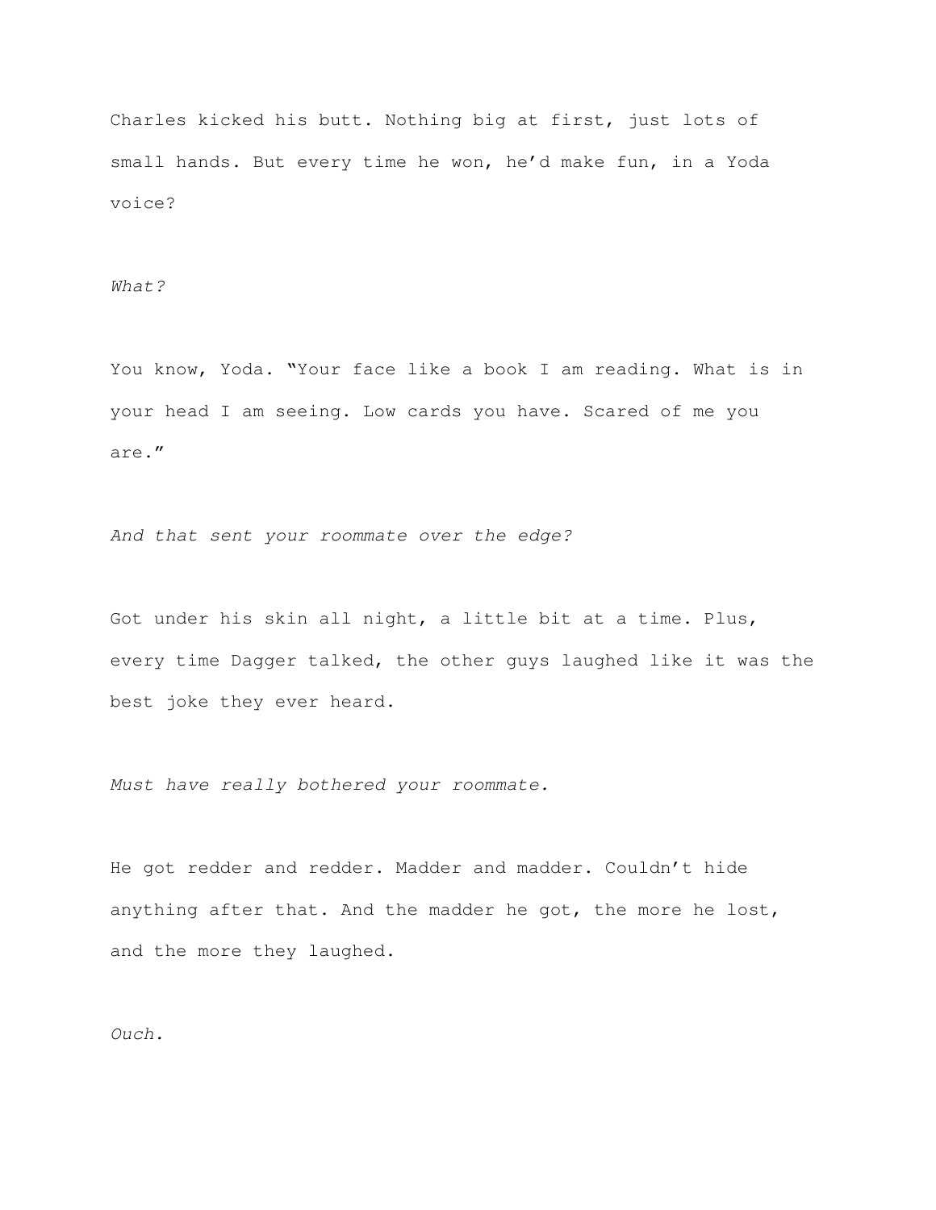Charles kicked his butt. Nothing big at first, just lots of small hands. But every time he won, he'd make fun, in a Yoda voice?

*What?*

You know, Yoda. "Your face like a book I am reading. What is in your head I am seeing. Low cards you have. Scared of me you are."

*And that sent your roommate over the edge?*

Got under his skin all night, a little bit at a time. Plus, every time Dagger talked, the other guys laughed like it was the best joke they ever heard.

*Must have really bothered your roommate.*

He got redder and redder. Madder and madder. Couldn't hide anything after that. And the madder he got, the more he lost, and the more they laughed.

*Ouch.*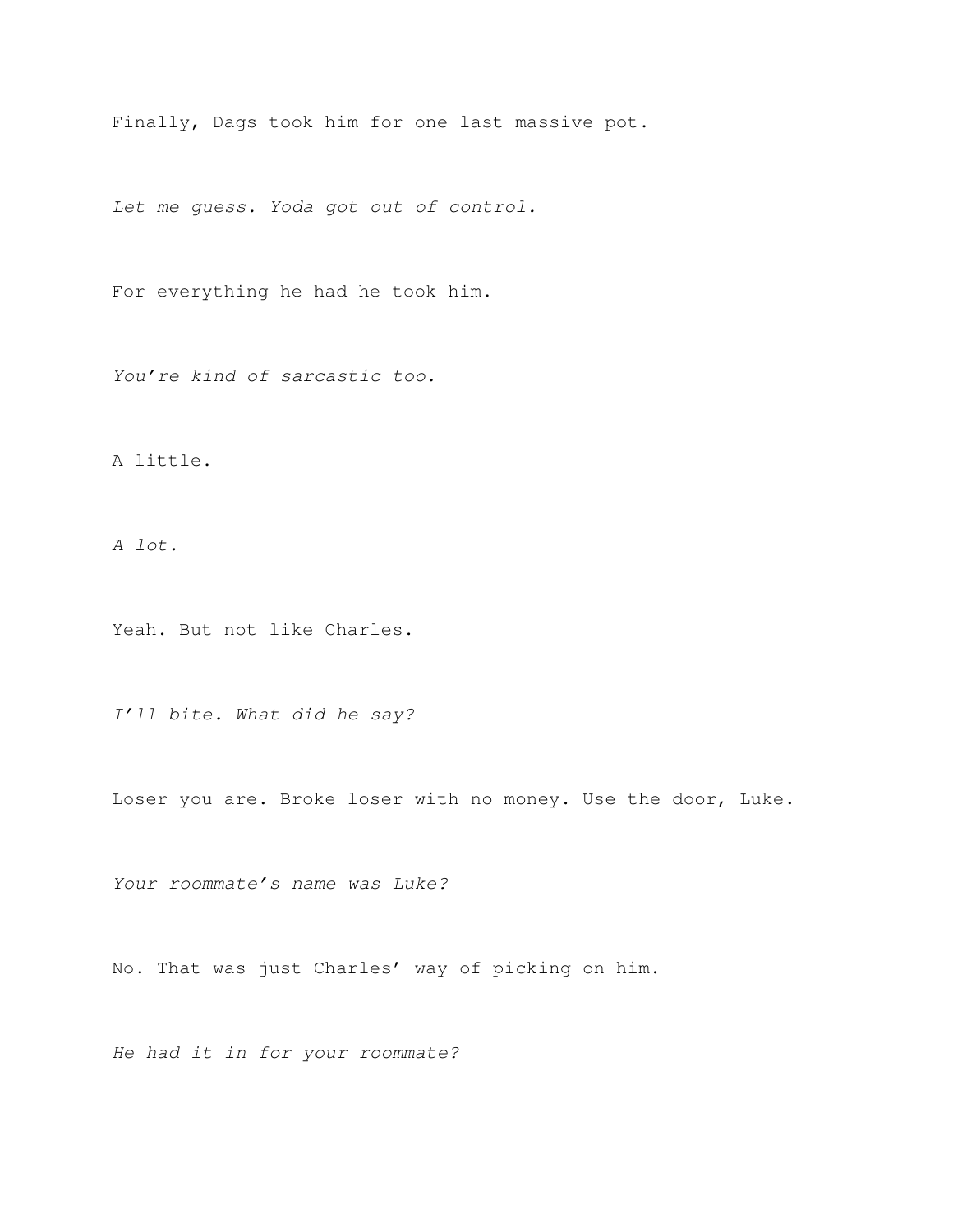Finally, Dags took him for one last massive pot.

*Let me guess. Yoda got out of control.*

For everything he had he took him.

*You're kind of sarcastic too.*

A little.

*A lot.*

Yeah. But not like Charles.

*I'll bite. What did he say?*

Loser you are. Broke loser with no money. Use the door, Luke.

*Your roommate's name was Luke?*

No. That was just Charles' way of picking on him.

*He had it in for your roommate?*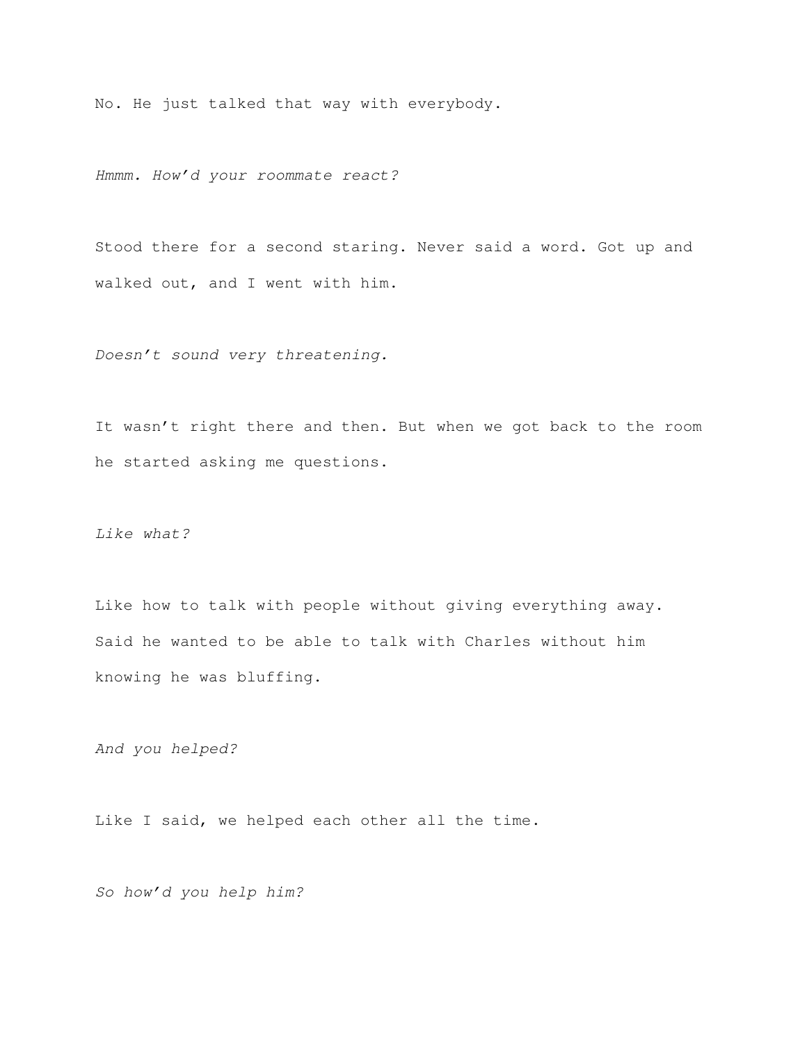No. He just talked that way with everybody.

*Hmmm. How'd your roommate react?*

Stood there for a second staring. Never said a word. Got up and walked out, and I went with him.

*Doesn't sound very threatening.*

It wasn't right there and then. But when we got back to the room he started asking me questions.

*Like what?*

Like how to talk with people without giving everything away. Said he wanted to be able to talk with Charles without him knowing he was bluffing.

*And you helped?*

Like I said, we helped each other all the time.

*So how'd you help him?*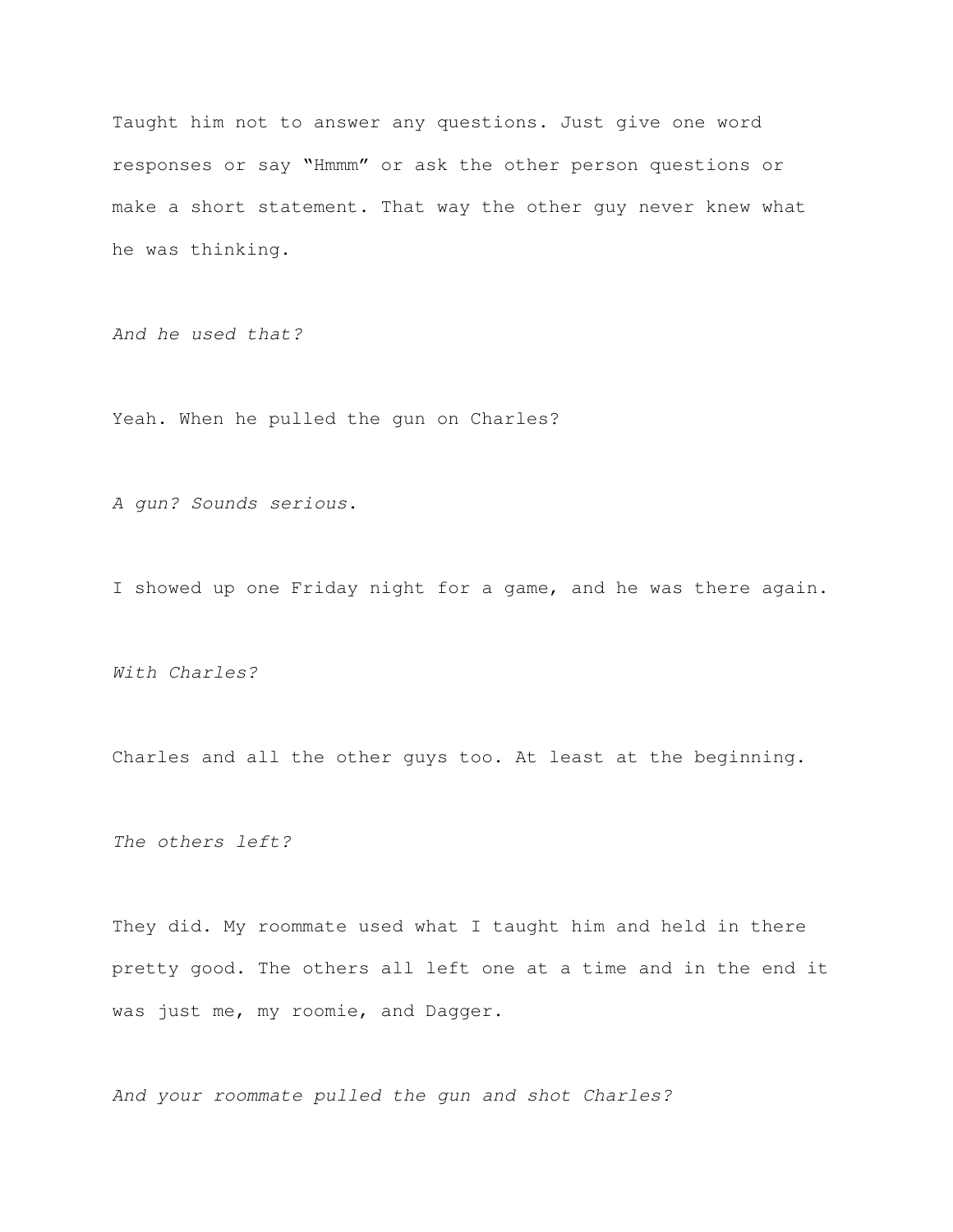Taught him not to answer any questions. Just give one word responses or say "Hmmm" or ask the other person questions or make a short statement. That way the other guy never knew what he was thinking.

*And he used that?*

Yeah. When he pulled the gun on Charles?

*A gun? Sounds serious.*

I showed up one Friday night for a game, and he was there again.

*With Charles?*

Charles and all the other guys too. At least at the beginning.

*The others left?*

They did. My roommate used what I taught him and held in there pretty good. The others all left one at a time and in the end it was just me, my roomie, and Dagger.

*And your roommate pulled the gun and shot Charles?*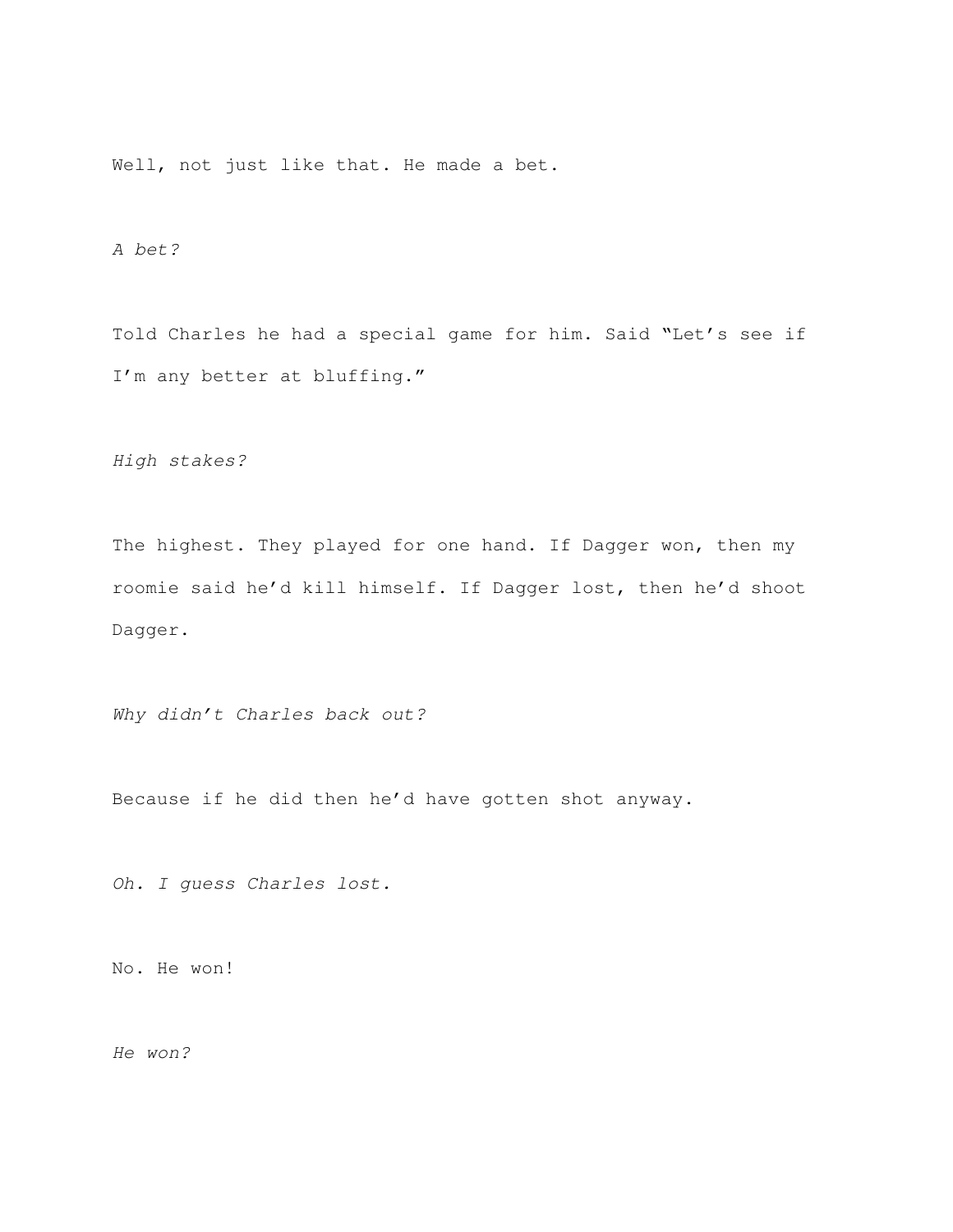Well, not just like that. He made a bet.

*A bet?*

Told Charles he had a special game for him. Said "Let's see if I'm any better at bluffing."

*High stakes?*

The highest. They played for one hand. If Dagger won, then my roomie said he'd kill himself. If Dagger lost, then he'd shoot Dagger.

*Why didn't Charles back out?*

Because if he did then he'd have gotten shot anyway.

*Oh. I guess Charles lost.*

No. He won!

*He won?*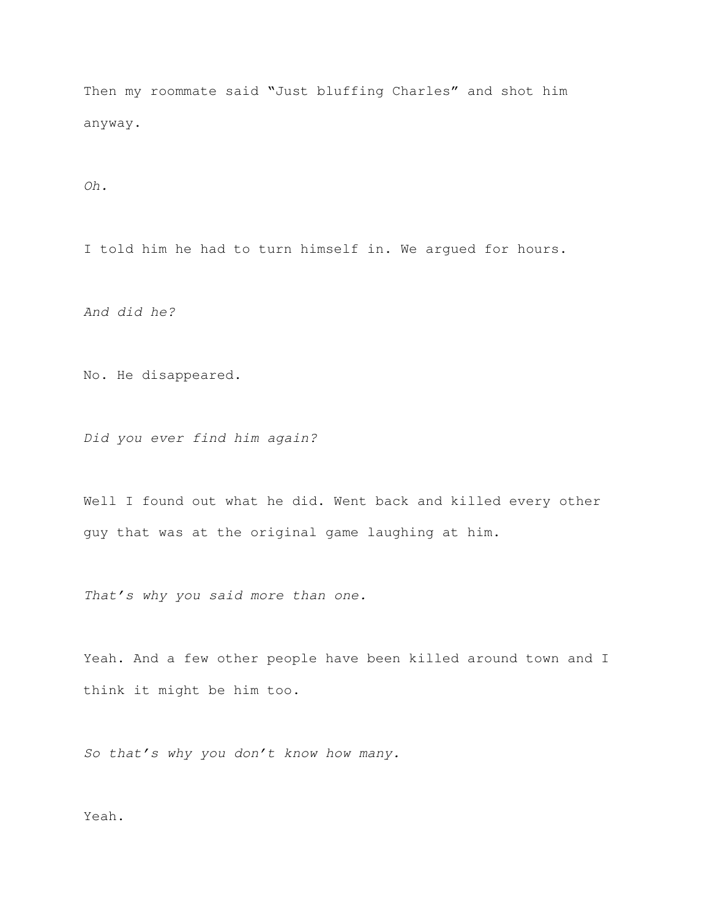Then my roommate said “Just bluffing Charles” and shot him anyway.

*Oh.*

I told him he had to turn himself in. We argued for hours.

*And did he?*

No. He disappeared.

*Did you ever find him again?*

Well I found out what he did. Went back and killed every other guy that was at the original game laughing at him.

*That’s why you said more than one.*

Yeah. And a few other people have been killed around town and I think it might be him too.

*So that’s why you don’t know how many.*

Yeah.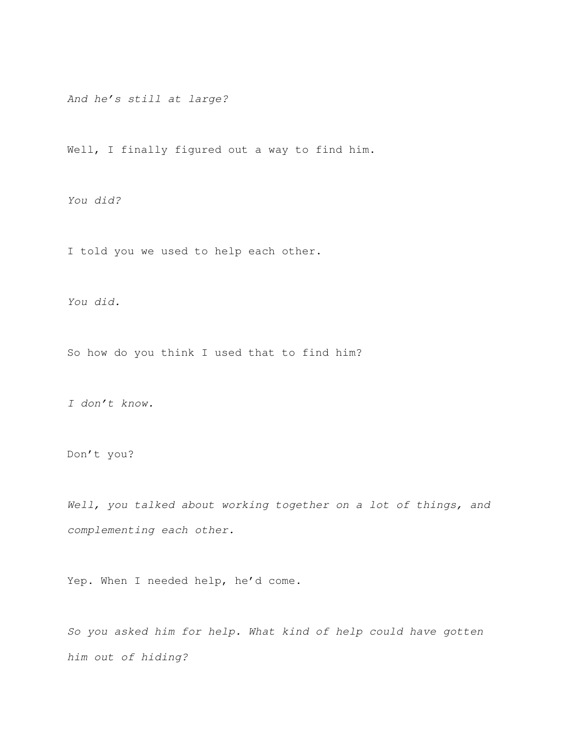*And he’s still at large?*

Well, I finally figured out a way to find him.

*You did?*

I told you we used to help each other.

*You did.*

So how do you think I used that to find him?

*I don’t know.*

Don’t you?

*Well, you talked about working together on a lot of things, and complementing each other.*

Yep. When I needed help, he’d come.

*So you asked him for help. What kind of help could have gotten him out of hiding?*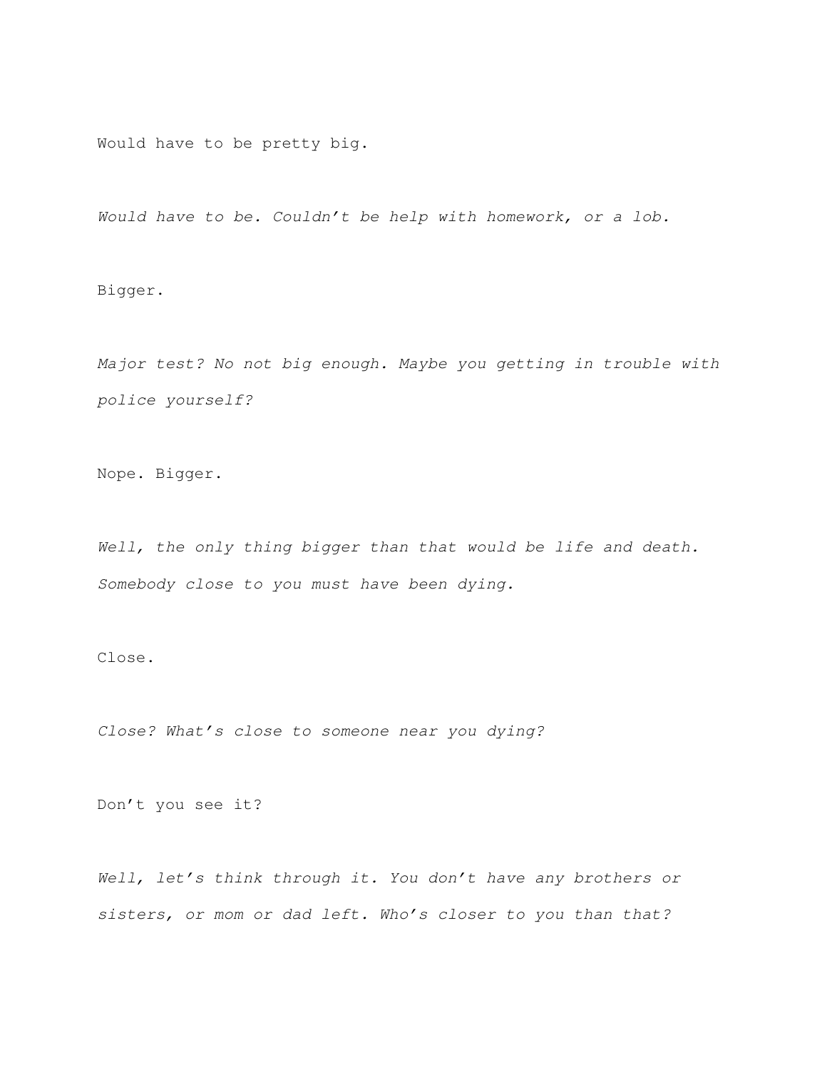Would have to be pretty big.

*Would have to be. Couldn't be help with homework, or a lob.*

Bigger.

*Major test? No not big enough. Maybe you getting in trouble with police yourself?*

Nope. Bigger.

*Well, the only thing bigger than that would be life and death. Somebody close to you must have been dying.*

Close.

*Close? What's close to someone near you dying?*

Don't you see it?

*Well, let's think through it. You don't have any brothers or sisters, or mom or dad left. Who's closer to you than that?*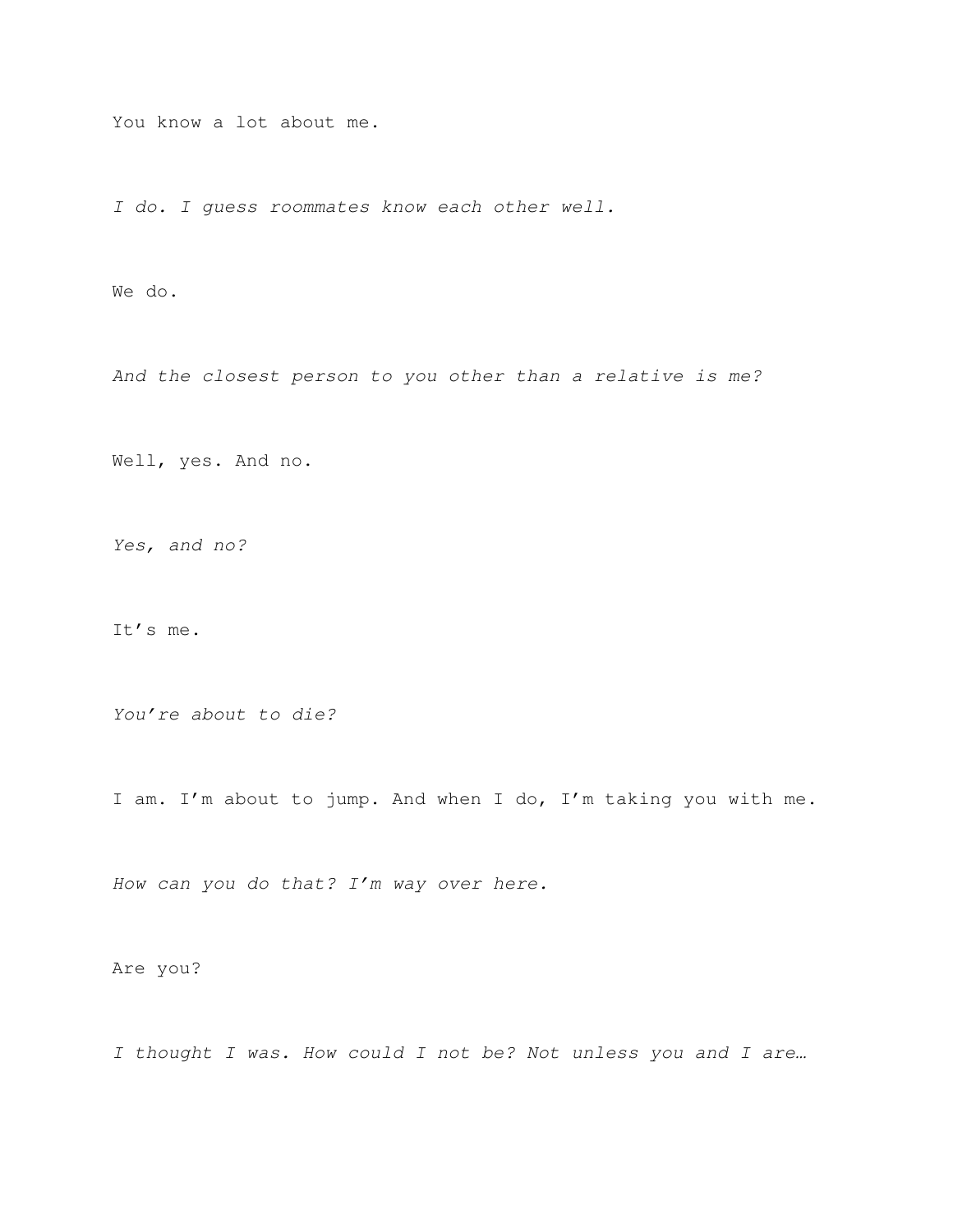You know a lot about me.

*I do. I guess roommates know each other well.*

We do.

*And the closest person to you other than a relative is me?*

Well, yes. And no.

*Yes, and no?*

It’s me.

*You’re about to die?*

I am. I’m about to jump. And when I do, I’m taking you with me.

*How can you do that? I’m way over here.*

Are you?

*I thought I was. How could I not be? Not unless you and I are…*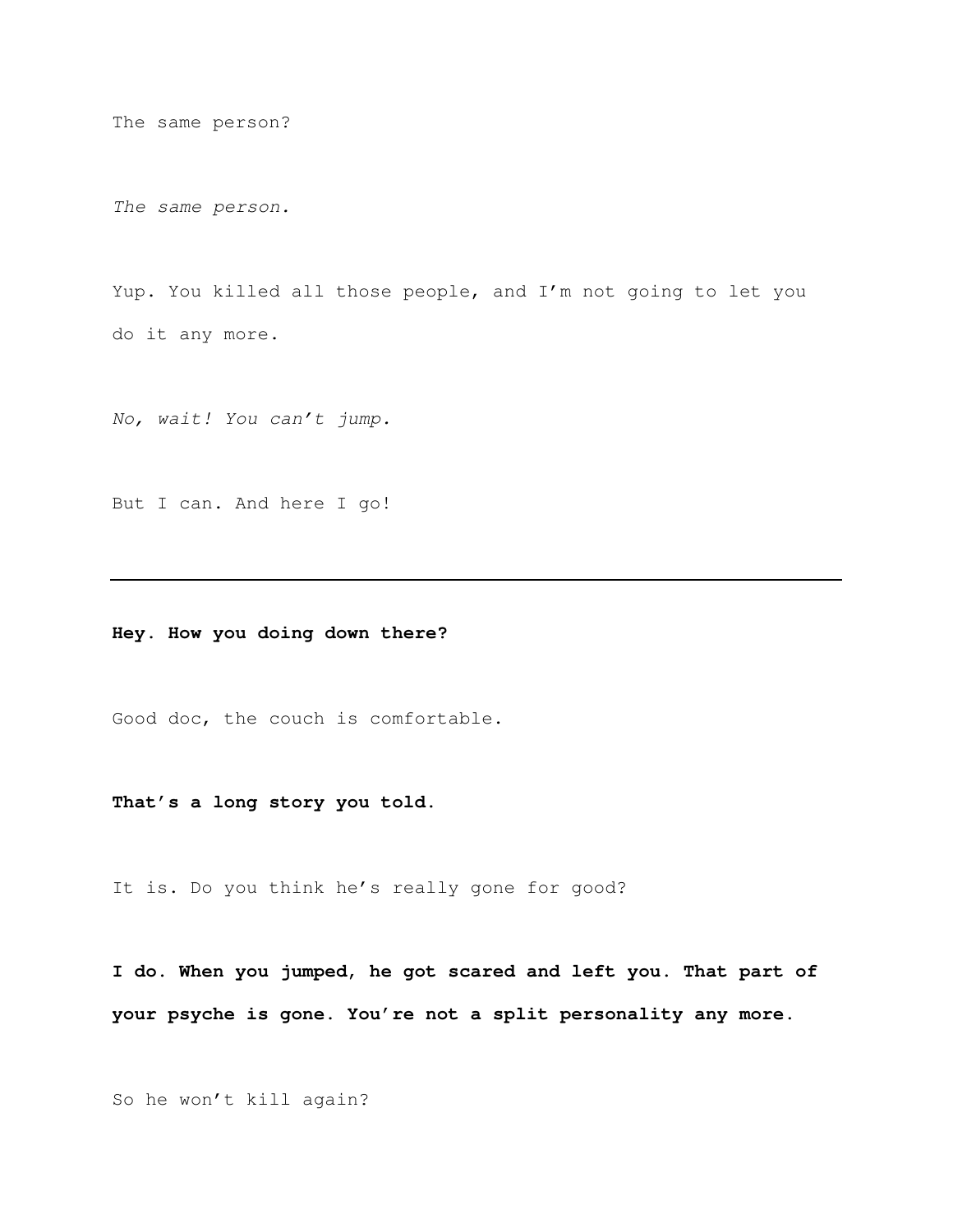The same person?

*The same person.*

Yup. You killed all those people, and I'm not going to let you do it any more.

*No, wait! You can't jump.*

But I can. And here I go!

---

**Hey. How you doing down there?**

Good doc, the couch is comfortable.

**That's a long story you told.**

It is. Do you think he's really gone for good?

**I do. When you jumped, he got scared and left you. That part of your psyche is gone. You're not a split personality any more.**

So he won't kill again?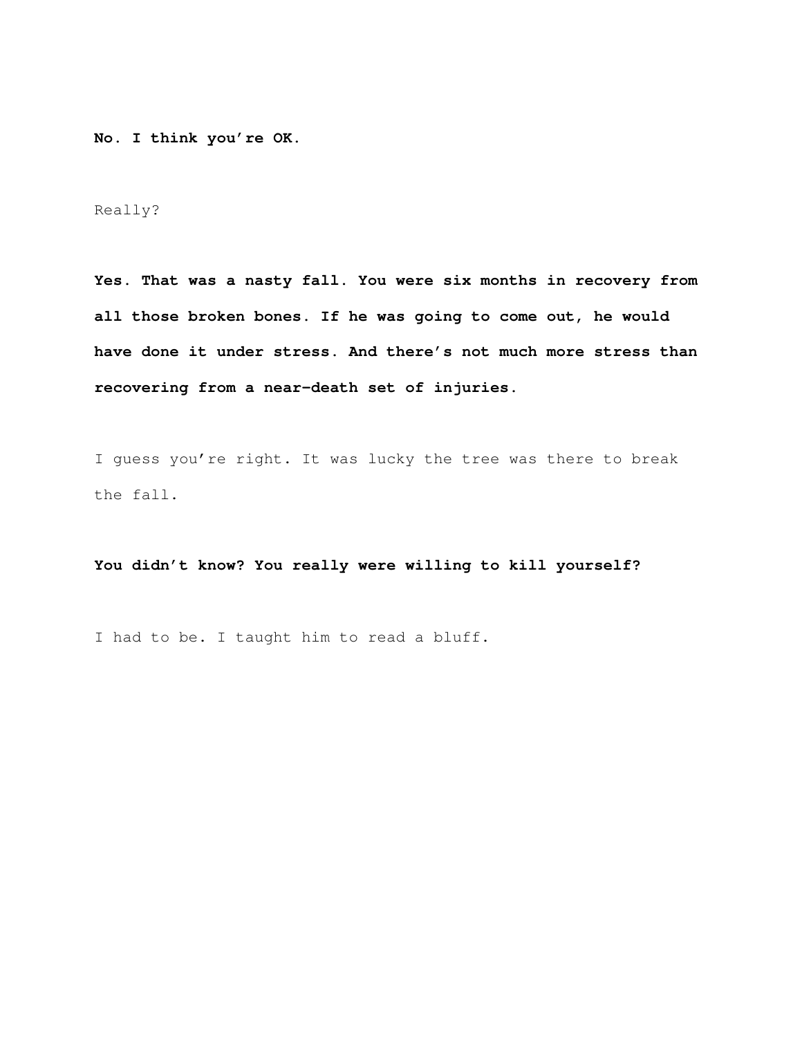**No. I think you're OK.**

Really?

**Yes. That was a nasty fall. You were six months in recovery from all those broken bones. If he was going to come out, he would have done it under stress. And there's not much more stress than recovering from a near-death set of injuries.**

I guess you're right. It was lucky the tree was there to break the fall.

**You didn't know? You really were willing to kill yourself?**

I had to be. I taught him to read a bluff.